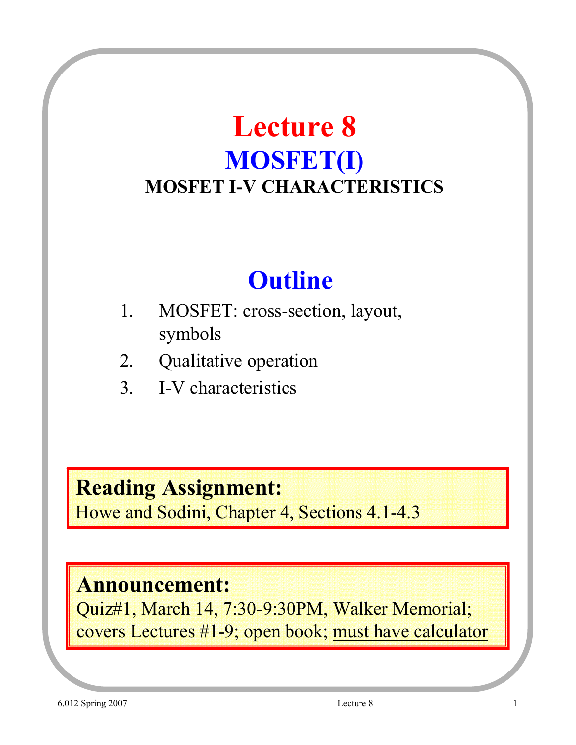# Lecture 8

## MOSFET(I)

### MOSFET I-V CHARACTERISTICS

## Outline

1. MOSFET: cross-section, layout, symbols
2. Qualitative operation
3. I-V characteristics

**Reading Assignment:**
Howe and Sodini, Chapter 4, Sections 4.1-4.3

**Announcement:**
Quiz#1, March 14, 7:30-9:30PM, Walker Memorial; covers Lectures #1-9; open book; <u>must have calculator</u>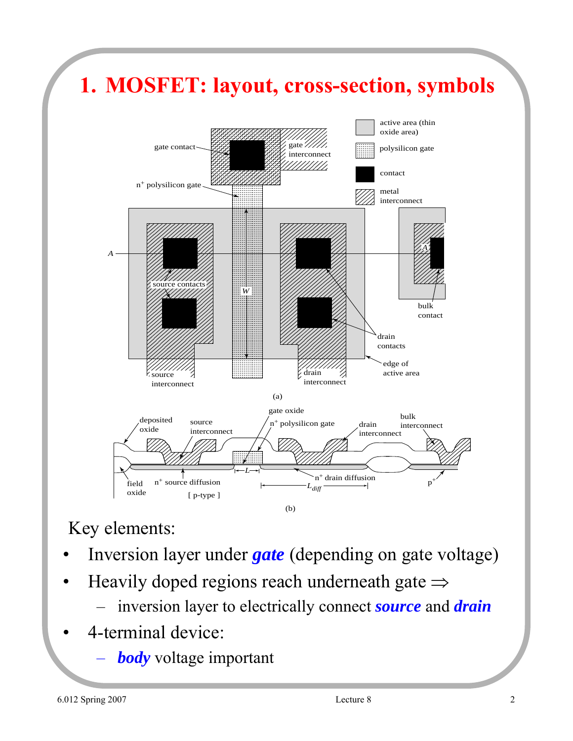# 1. MOSFET: layout, cross-section, symbols

(a)

(b)

Key elements:

- Inversion layer under ***gate*** (depending on gate voltage)
- Heavily doped regions reach underneath gate ⇒
  - inversion layer to electrically connect ***source*** and ***drain***
- 4-terminal device:
  - ***body*** voltage important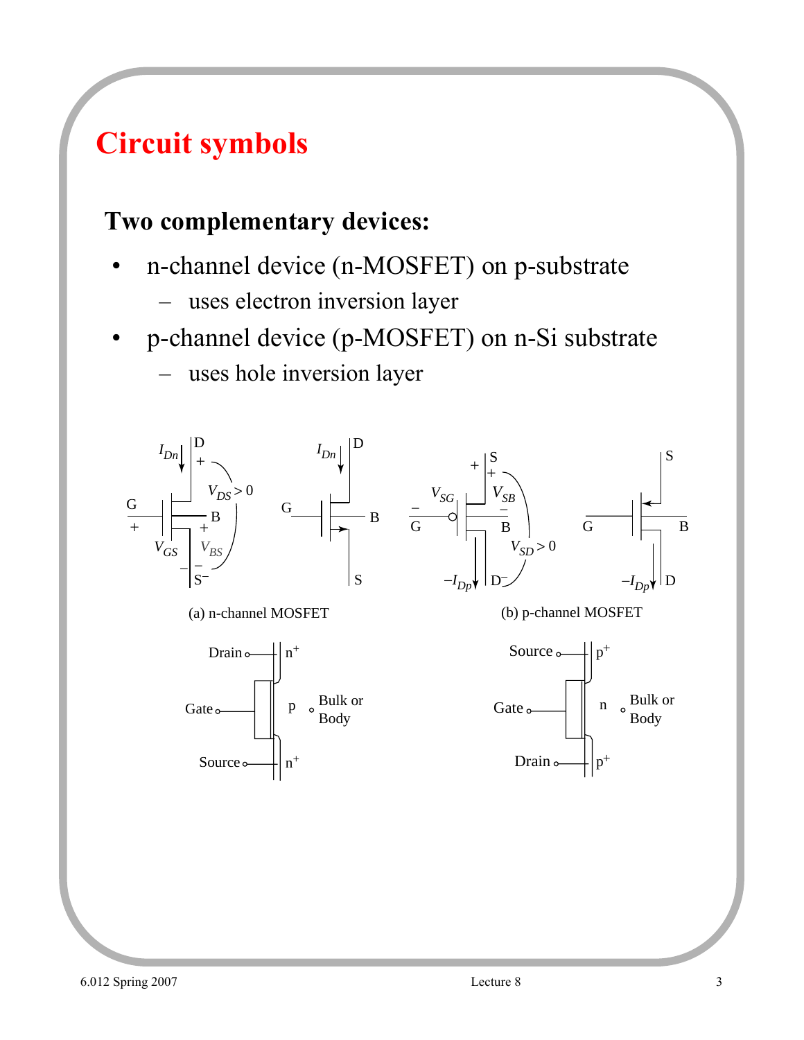# Circuit symbols

**Two complementary devices:**

- n-channel device (n-MOSFET) on p-substrate
  - uses electron inversion layer
- p-channel device (p-MOSFET) on n-Si substrate
  - uses hole inversion layer

(a) n-channel MOSFET

(b) p-channel MOSFET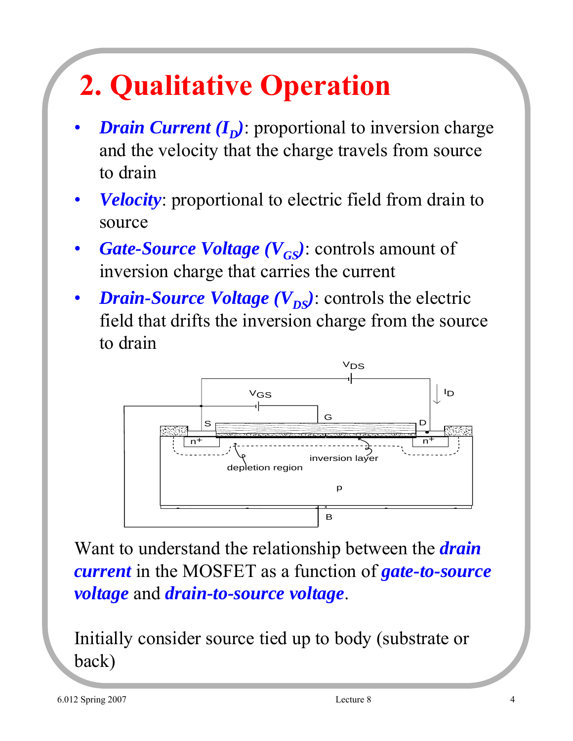# 2. Qualitative Operation

- ***Drain Current ($I_D$)***: proportional to inversion charge and the velocity that the charge travels from source to drain
- ***Velocity***: proportional to electric field from drain to source
- ***Gate-Source Voltage ($V_{GS}$)***: controls amount of inversion charge that carries the current
- ***Drain-Source Voltage ($V_{DS}$)***: controls the electric field that drifts the inversion charge from the source to drain

Want to understand the relationship between the ***drain current*** in the MOSFET as a function of ***gate-to-source voltage*** and ***drain-to-source voltage***.

Initially consider source tied up to body (substrate or back)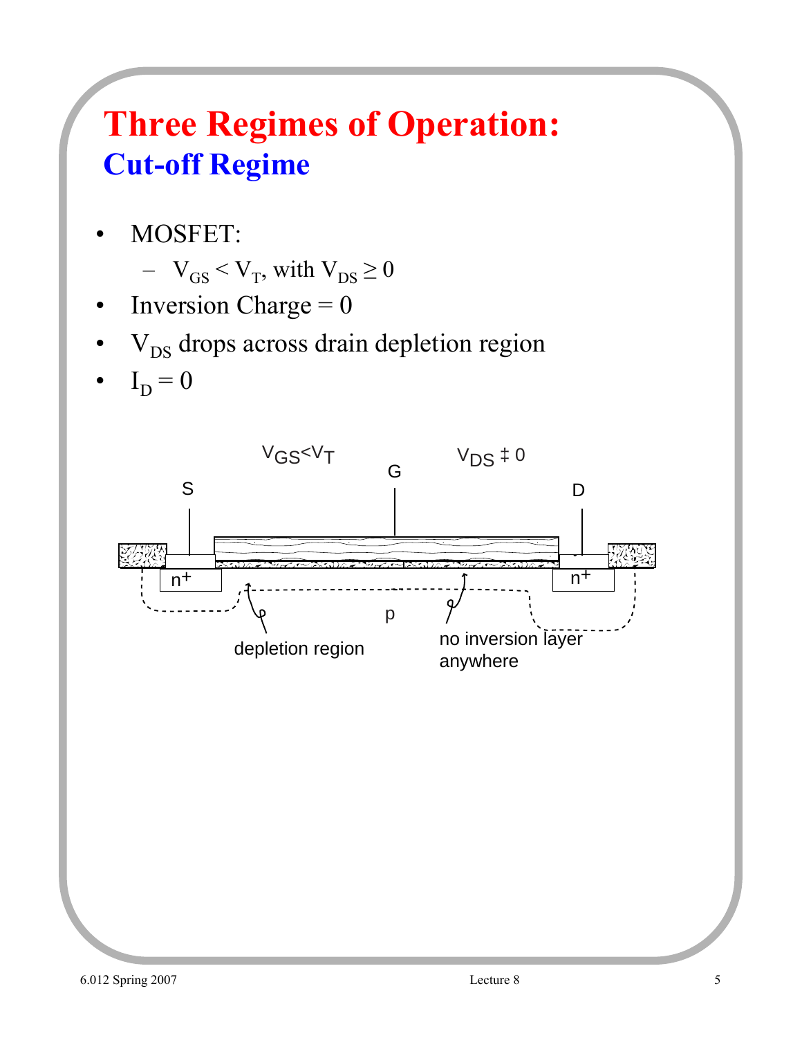# Three Regimes of Operation:

## Cut-off Regime

- MOSFET:
  - $V_{GS} < V_T$, with $V_{DS} \geq 0$
- Inversion Charge = 0
- $V_{DS}$ drops across drain depletion region
- $I_D = 0$

$V_{GS}<V_T$ G $V_{DS} ‡ 0$

S D

n+ n+

p

depletion region

no inversion layer anywhere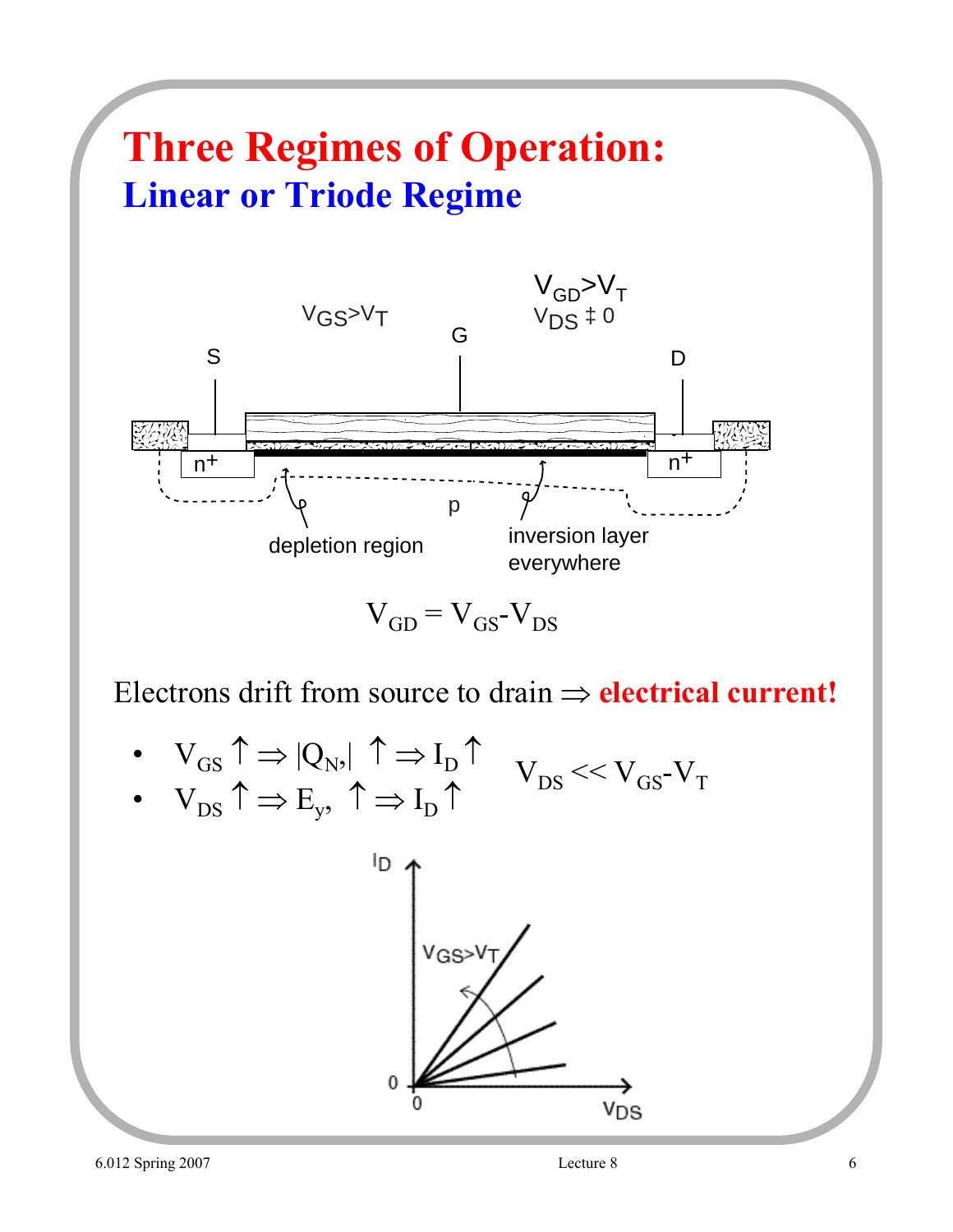# Three Regimes of Operation:

## Linear or Triode Regime

$V_{GS} > V_T$

$V_{GD} > V_T$

$V_{DS} \neq 0$

S G D

$n^+$ $n^+$

p

depletion region

inversion layer everywhere

$$V_{GD} = V_{GS} - V_{DS}$$

Electrons drift from source to drain $\Rightarrow$ **electrical current!**

- $V_{GS} \uparrow \Rightarrow |Q_N| \uparrow \Rightarrow I_D \uparrow$
- $V_{DS} \uparrow \Rightarrow E_y \uparrow \Rightarrow I_D \uparrow$

$V_{DS} << V_{GS} - V_T$

$I_D$

$V_{GS} > V_T$

0

0

$V_{DS}$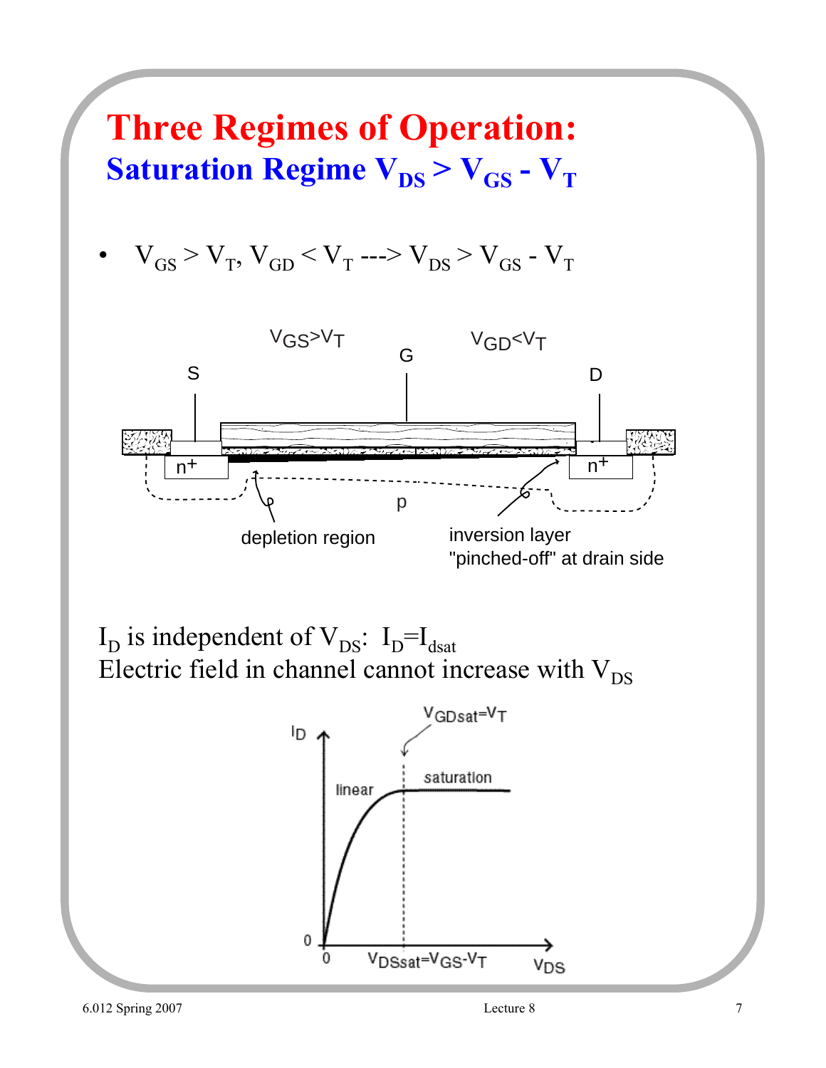# Three Regimes of Operation:

## Saturation Regime $V_{DS} > V_{GS} - V_T$

- $V_{GS} > V_T$, $V_{GD} < V_T$ ---> $V_{DS} > V_{GS} - V_T$

$I_D$ is independent of $V_{DS}$: $I_D = I_{dsat}$

Electric field in channel cannot increase with $V_{DS}$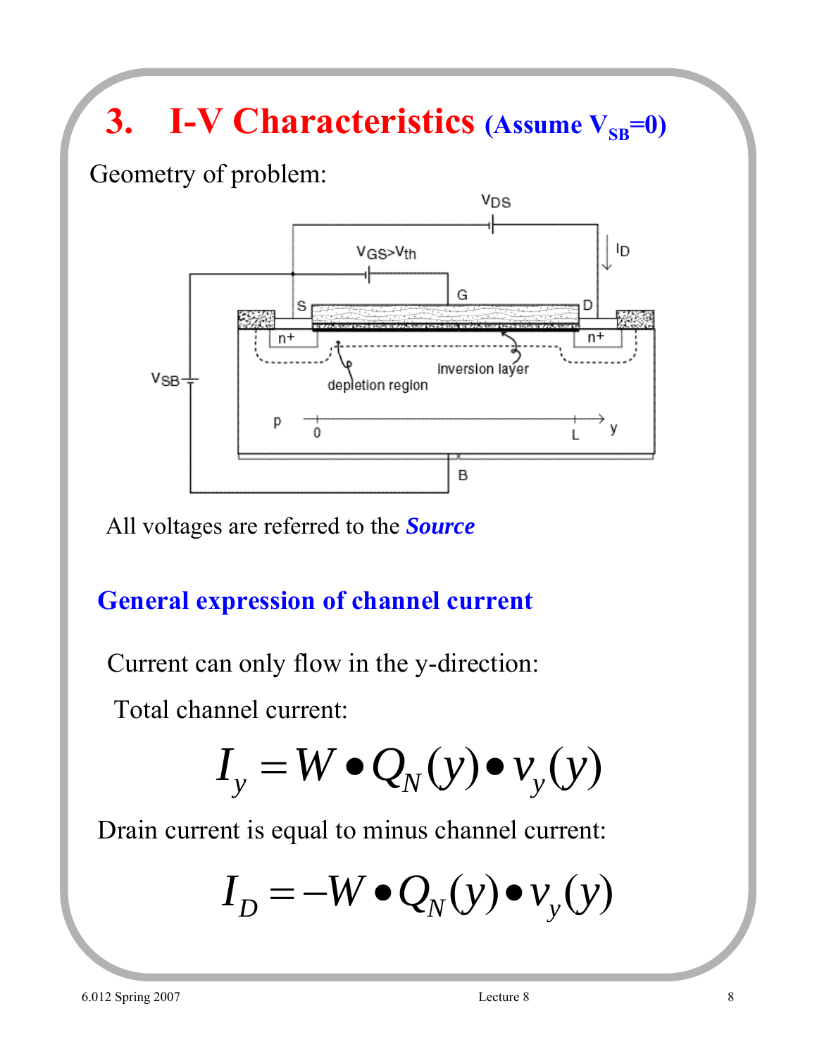# 3. I-V Characteristics (Assume $V_{SB}$=0)

Geometry of problem:

All voltages are referred to the ***Source***

## General expression of channel current

Current can only flow in the y-direction:

Total channel current:

$$I_y = W \bullet Q_N(y) \bullet v_y(y)$$

Drain current is equal to minus channel current:

$$I_D = -W \bullet Q_N(y) \bullet v_y(y)$$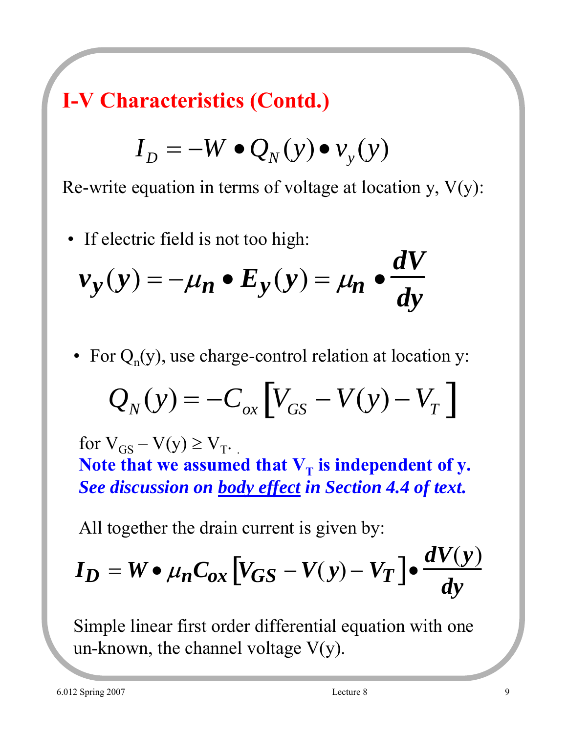# I-V Characteristics (Contd.)

$$I_D = -W \bullet Q_N(y) \bullet v_y(y)$$

Re-write equation in terms of voltage at location y, V(y):

- If electric field is not too high:

$$v_y(y) = -\mu_n \bullet E_y(y) = \mu_n \bullet \frac{dV}{dy}$$

- For $Q_n(y)$, use charge-control relation at location y:

$$Q_N(y) = -C_{ox}\left[V_{GS} - V(y) - V_T\right]$$

for $V_{GS} - V(y) \geq V_T$.

**Note that we assumed that $V_T$ is independent of y.**
***See discussion on body effect in Section 4.4 of text.***

All together the drain current is given by:

$$I_D = W \bullet \mu_n C_{ox}\left[V_{GS} - V(y) - V_T\right] \bullet \frac{dV(y)}{dy}$$

Simple linear first order differential equation with one un-known, the channel voltage V(y).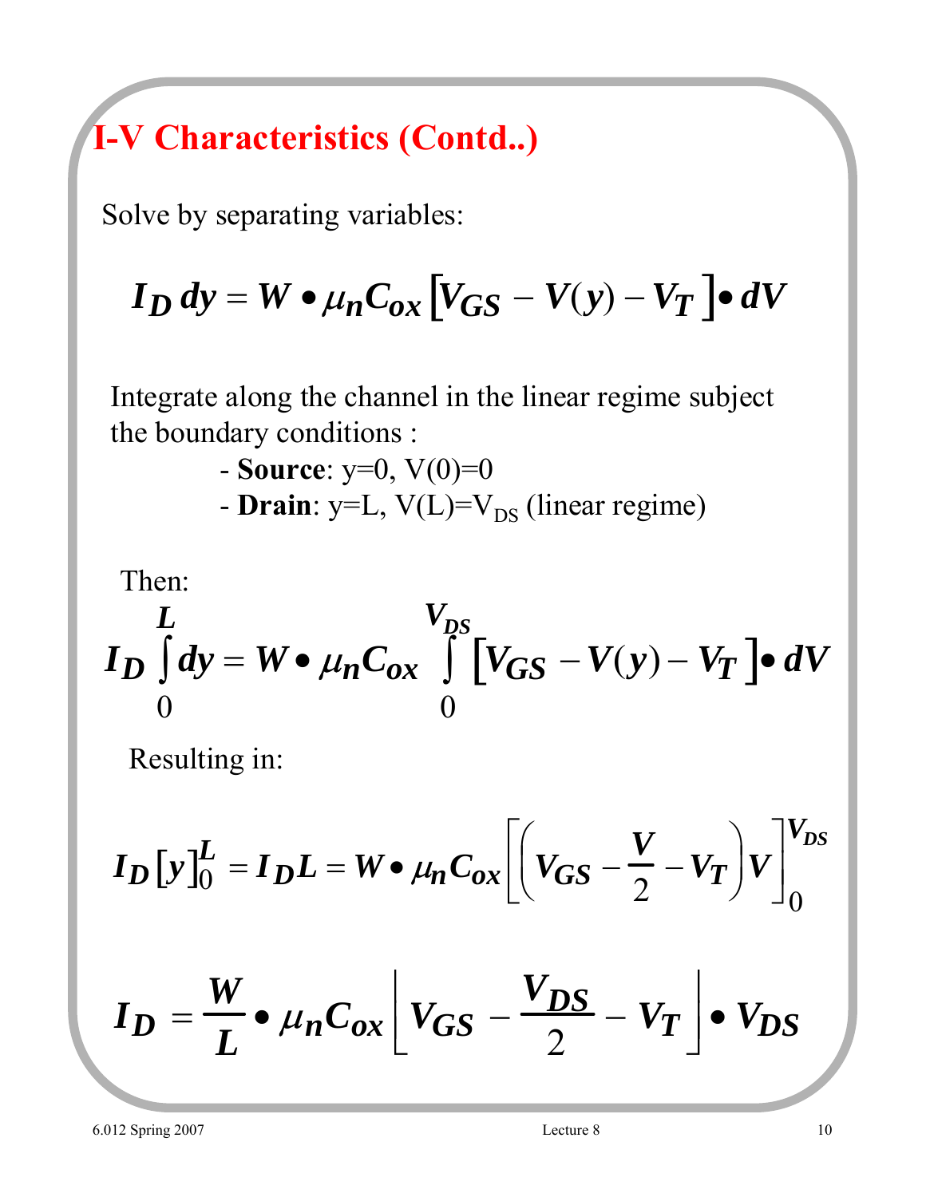# I-V Characteristics (Contd..)

Solve by separating variables:

$$I_D \, dy = W \bullet \mu_n C_{ox} \left[ V_{GS} - V(y) - V_T \right] \bullet dV$$

Integrate along the channel in the linear regime subject the boundary conditions :

- **Source**: y=0, V(0)=0
- **Drain**: y=L, V(L)=$V_{DS}$ (linear regime)

Then:

$$I_D \int_0^L dy = W \bullet \mu_n C_{ox} \int_0^{V_{DS}} \left[ V_{GS} - V(y) - V_T \right] \bullet dV$$

Resulting in:

$$I_D \left[ y \right]_0^L = I_D L = W \bullet \mu_n C_{ox} \left[ \left( V_{GS} - \frac{V}{2} - V_T \right) V \right]_0^{V_{DS}}$$

$$I_D = \frac{W}{L} \bullet \mu_n C_{ox} \left[ V_{GS} - \frac{V_{DS}}{2} - V_T \right] \bullet V_{DS}$$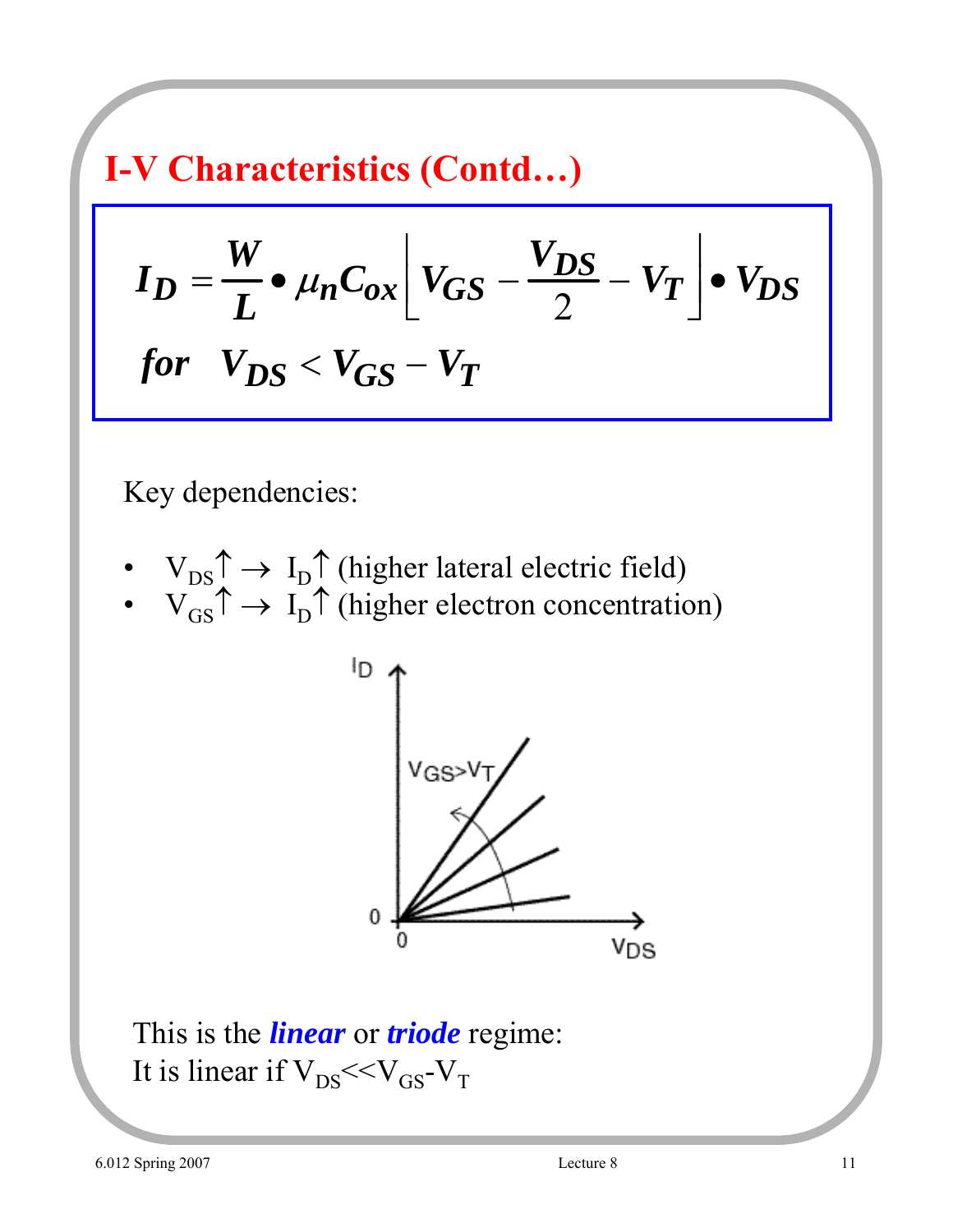# I-V Characteristics (Contd…)

$$I_D = \frac{W}{L} \bullet \mu_n C_{ox} \left[ V_{GS} - \frac{V_{DS}}{2} - V_T \right] \bullet V_{DS}$$

$$for \quad V_{DS} < V_{GS} - V_T$$

Key dependencies:

- $V_{DS}\uparrow \rightarrow I_D\uparrow$ (higher lateral electric field)
- $V_{GS}\uparrow \rightarrow I_D\uparrow$ (higher electron concentration)

This is the ***linear*** or ***triode*** regime:
It is linear if $V_{DS} << V_{GS} - V_T$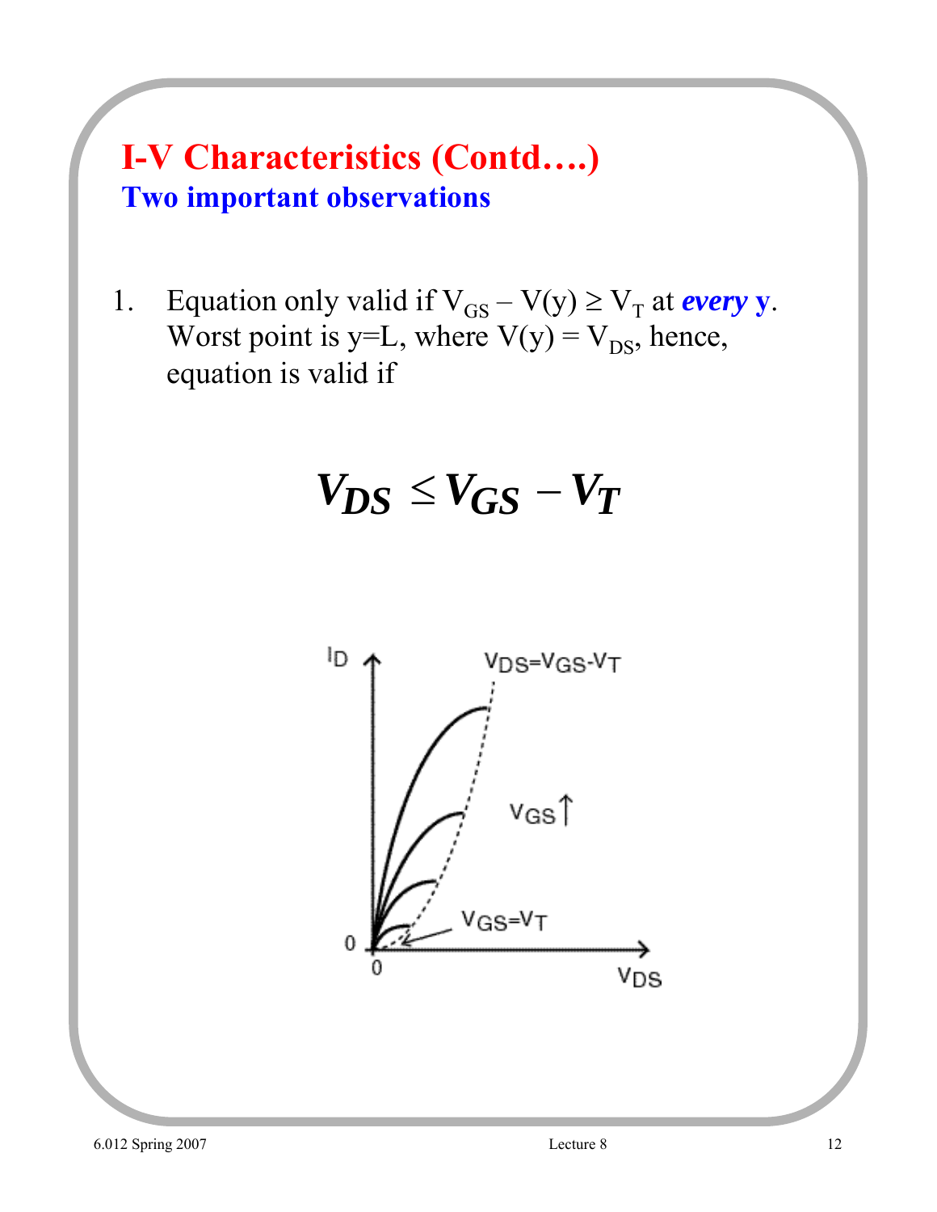# I-V Characteristics (Contd….)

## Two important observations

1. Equation only valid if $V_{GS} - V(y) \geq V_T$ at ***every* y**. Worst point is y=L, where $V(y) = V_{DS}$, hence, equation is valid if

$$V_{DS} \leq V_{GS} - V_T$$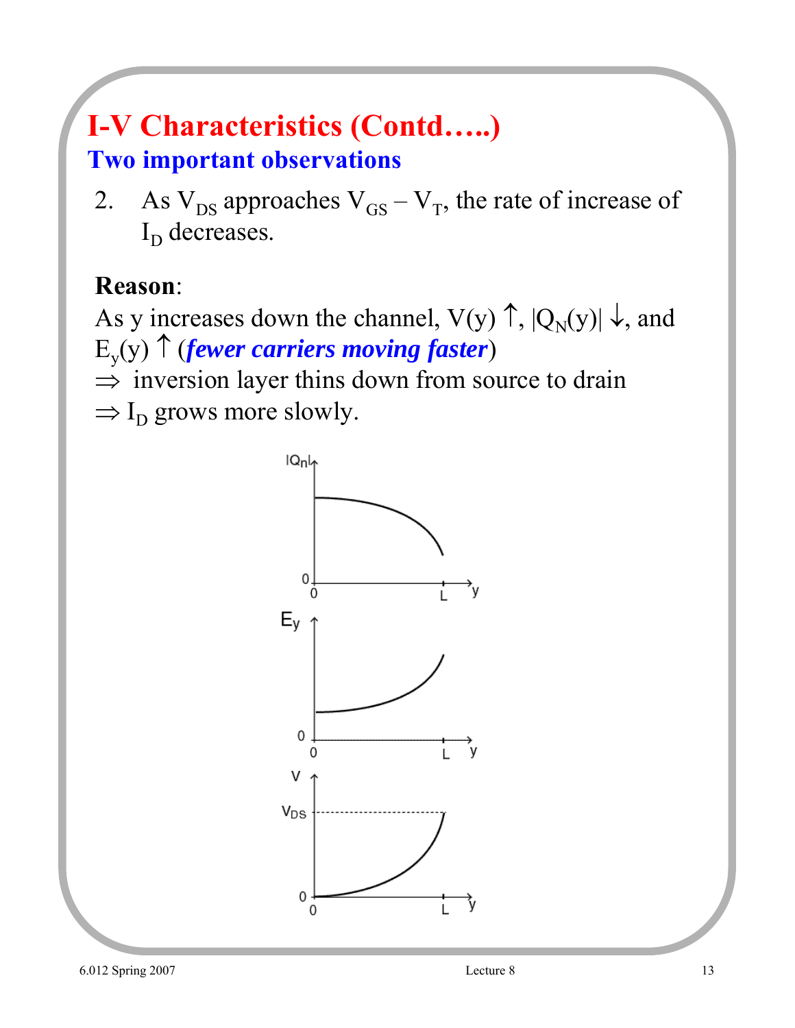# I-V Characteristics (Contd…..)

## Two important observations

2. As $V_{DS}$ approaches $V_{GS} - V_T$, the rate of increase of $I_D$ decreases.

**Reason**:

As y increases down the channel, $V(y) \uparrow$, $|Q_N(y)| \downarrow$, and $E_y(y) \uparrow$ (***fewer carriers moving faster***)

$\Rightarrow$ inversion layer thins down from source to drain

$\Rightarrow$ $I_D$ grows more slowly.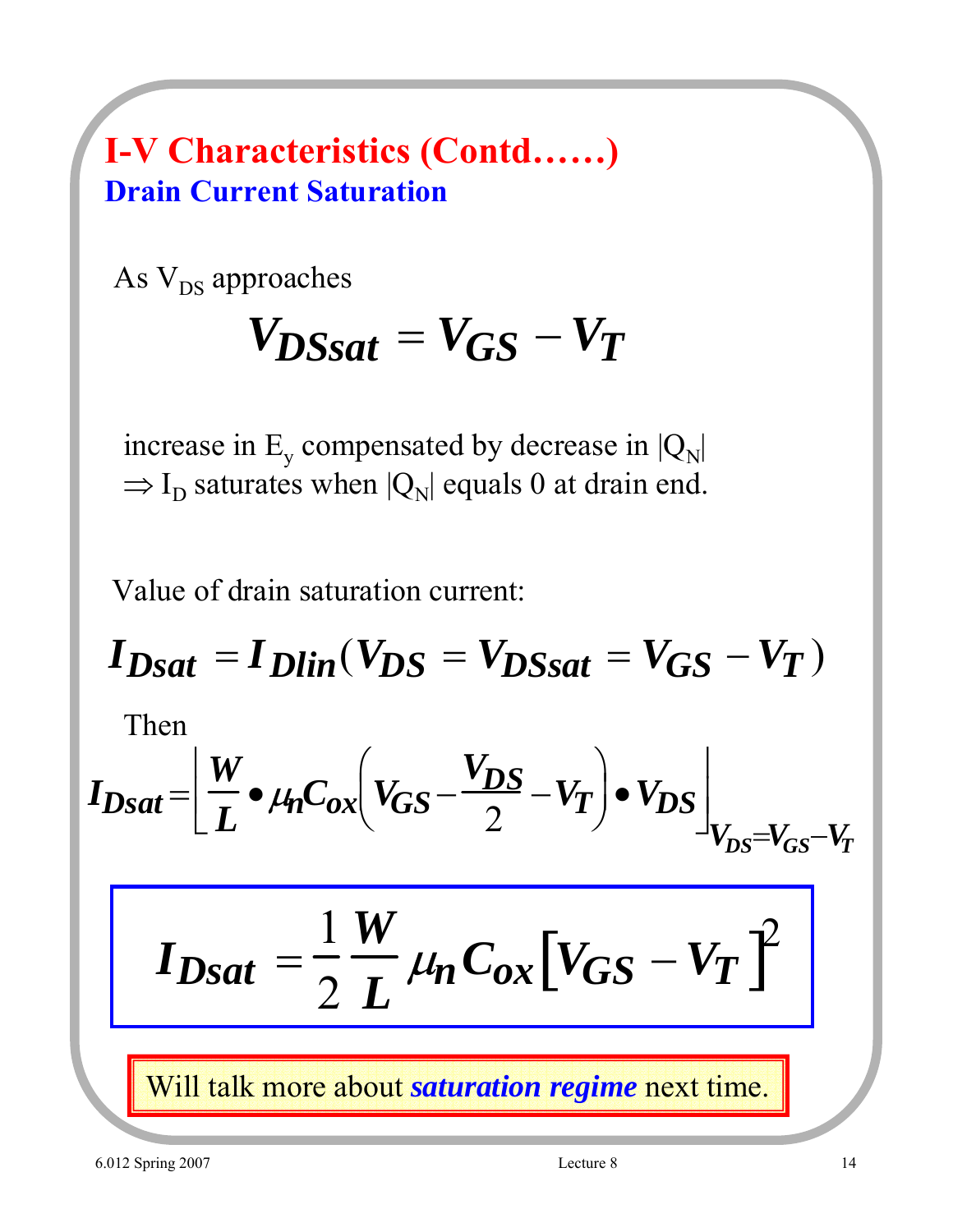# I-V Characteristics (Contd……)

## Drain Current Saturation

As $V_{DS}$ approaches

$$V_{DSsat} = V_{GS} - V_T$$

increase in $E_y$ compensated by decrease in $|Q_N|$
$\Rightarrow$ $I_D$ saturates when $|Q_N|$ equals 0 at drain end.

Value of drain saturation current:

$$I_{Dsat} = I_{Dlin}(V_{DS} = V_{DSsat} = V_{GS} - V_T)$$

Then

$$I_{Dsat} = \left[ \frac{W}{L} \bullet \mu_n C_{ox} \left( V_{GS} - \frac{V_{DS}}{2} - V_T \right) \bullet V_{DS} \right]_{V_{DS} = V_{GS} - V_T}$$

$$I_{Dsat} = \frac{1}{2} \frac{W}{L} \mu_n C_{ox} \left[ V_{GS} - V_T \right]^2$$

Will talk more about ***saturation regime*** next time.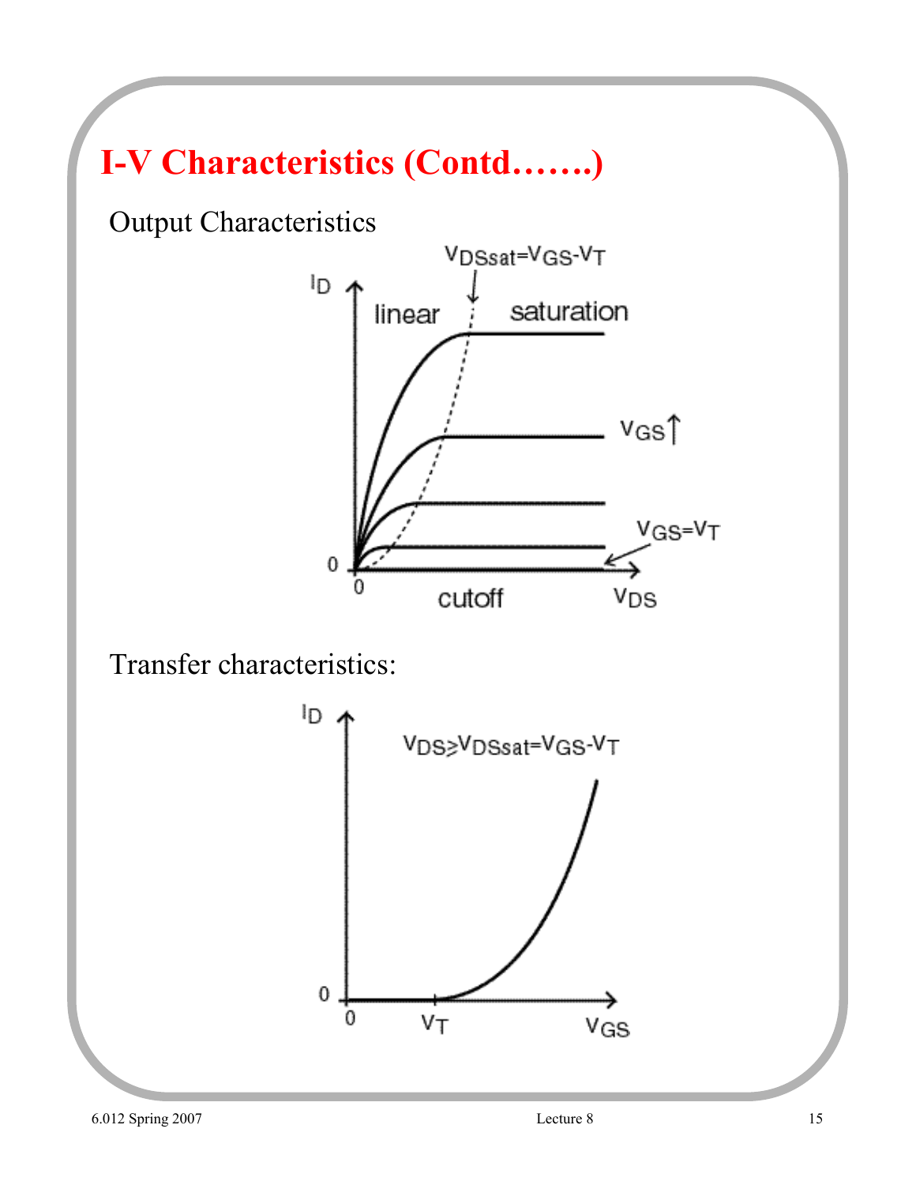# I-V Characteristics (Contd…….)

Output Characteristics

$V_{DSsat}=V_{GS}-V_T$

linear

saturation

$V_{GS}\uparrow$

$V_{GS}=V_T$

cutoff

Transfer characteristics:

$V_{DS} \geq V_{DSsat}=V_{GS}-V_T$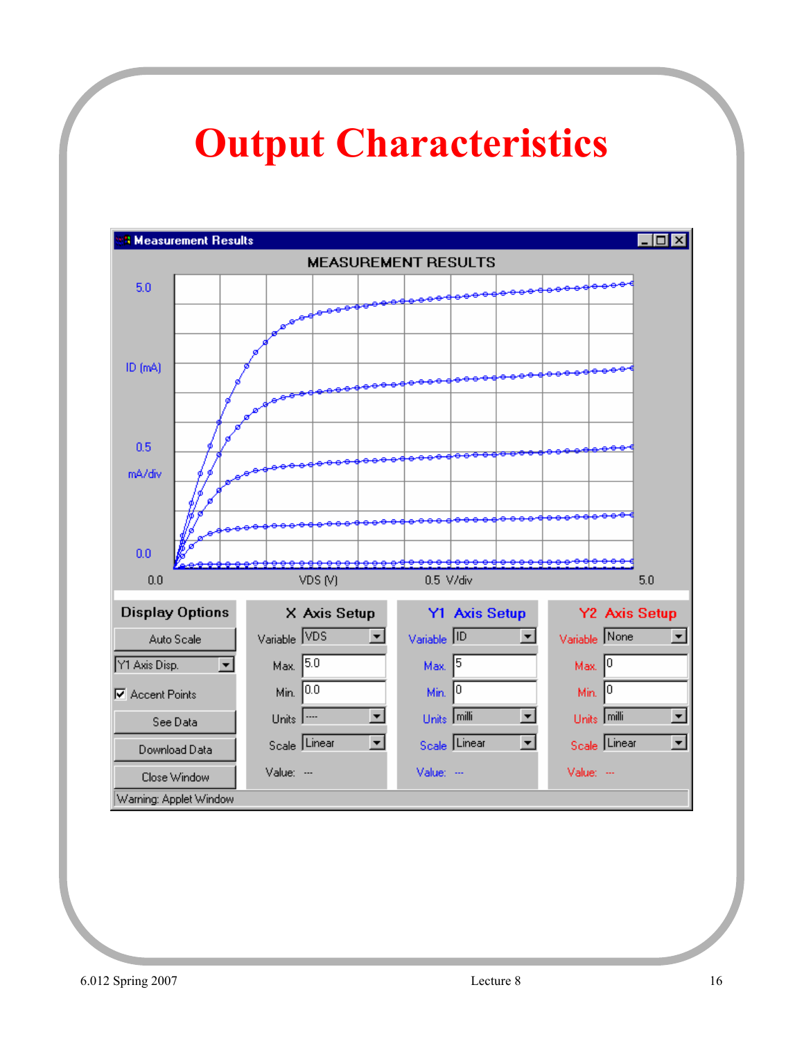# Output Characteristics

MEASUREMENT RESULTS

ID (mA)

0.5 mA/div

VDS (V)

0.5 V/div

Display Options

Auto Scale

Y1 Axis Disp.

Accent Points

See Data

Download Data

Close Window

| X Axis Setup | | Y1 Axis Setup | | Y2 Axis Setup | |
|---|---|---|---|---|---|
| Variable | VDS | Variable | ID | Variable | None |
| Max. | 5.0 | Max. | 5 | Max. | 0 |
| Min. | 0.0 | Min. | 0 | Min. | 0 |
| Units | ---- | Units | milli | Units | milli |
| Scale | Linear | Scale | Linear | Scale | Linear |
| Value: | --- | Value: | --- | Value: | --- |

Warning: Applet Window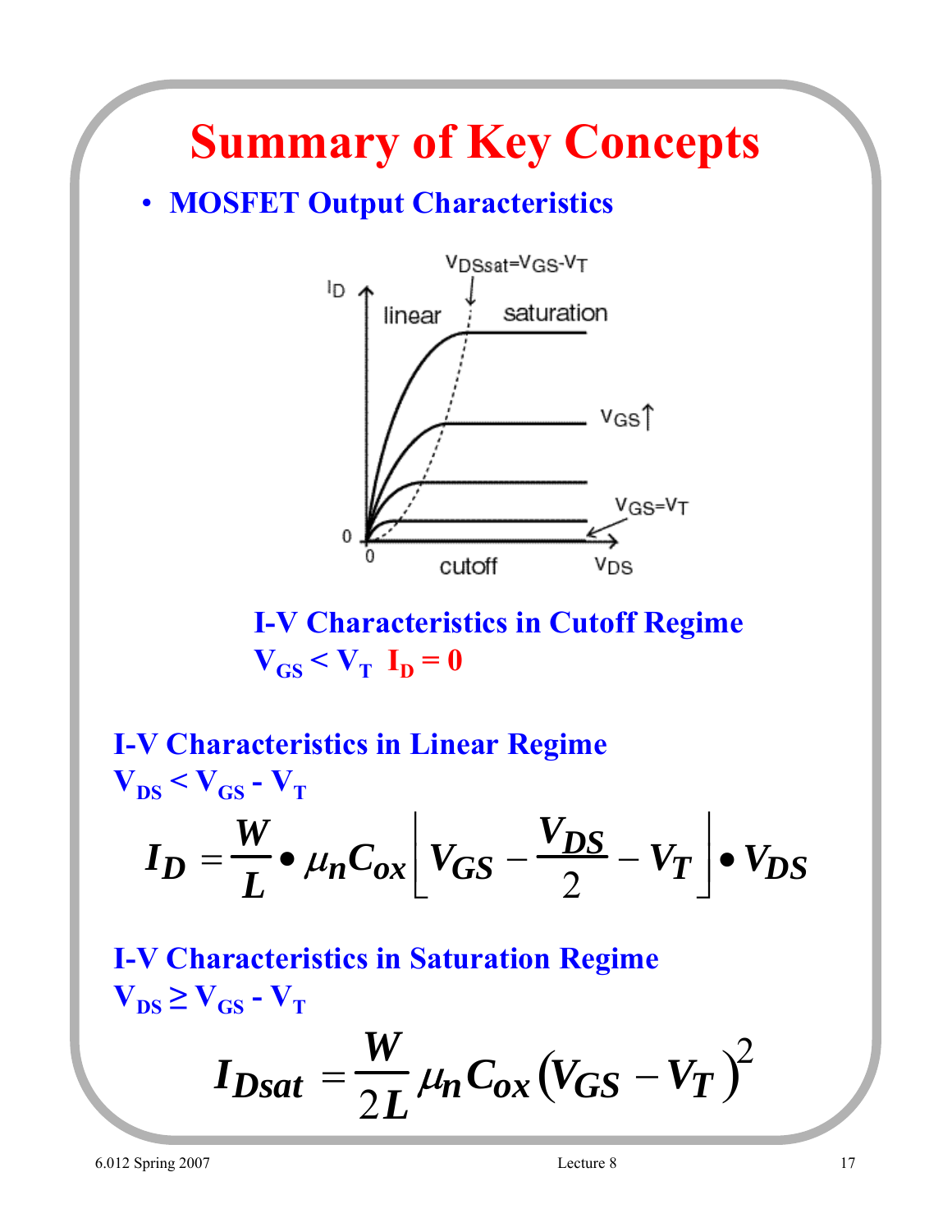# Summary of Key Concepts

- **MOSFET Output Characteristics**

$V_{DSsat}=V_{GS}-V_T$

$I_D$

linear

saturation

$V_{GS}\uparrow$

$V_{GS}=V_T$

0

0

cutoff

$V_{DS}$

**I-V Characteristics in Cutoff Regime**

$V_{GS} < V_T$ $I_D = 0$

**I-V Characteristics in Linear Regime**

$V_{DS} < V_{GS} - V_T$

$$I_D = \frac{W}{L} \bullet \mu_n C_{ox} \left\lfloor V_{GS} - \frac{V_{DS}}{2} - V_T \right\rfloor \bullet V_{DS}$$

**I-V Characteristics in Saturation Regime**

$V_{DS} \geq V_{GS} - V_T$

$$I_{Dsat} = \frac{W}{2L} \mu_n C_{ox} \left(V_{GS} - V_T\right)^2$$